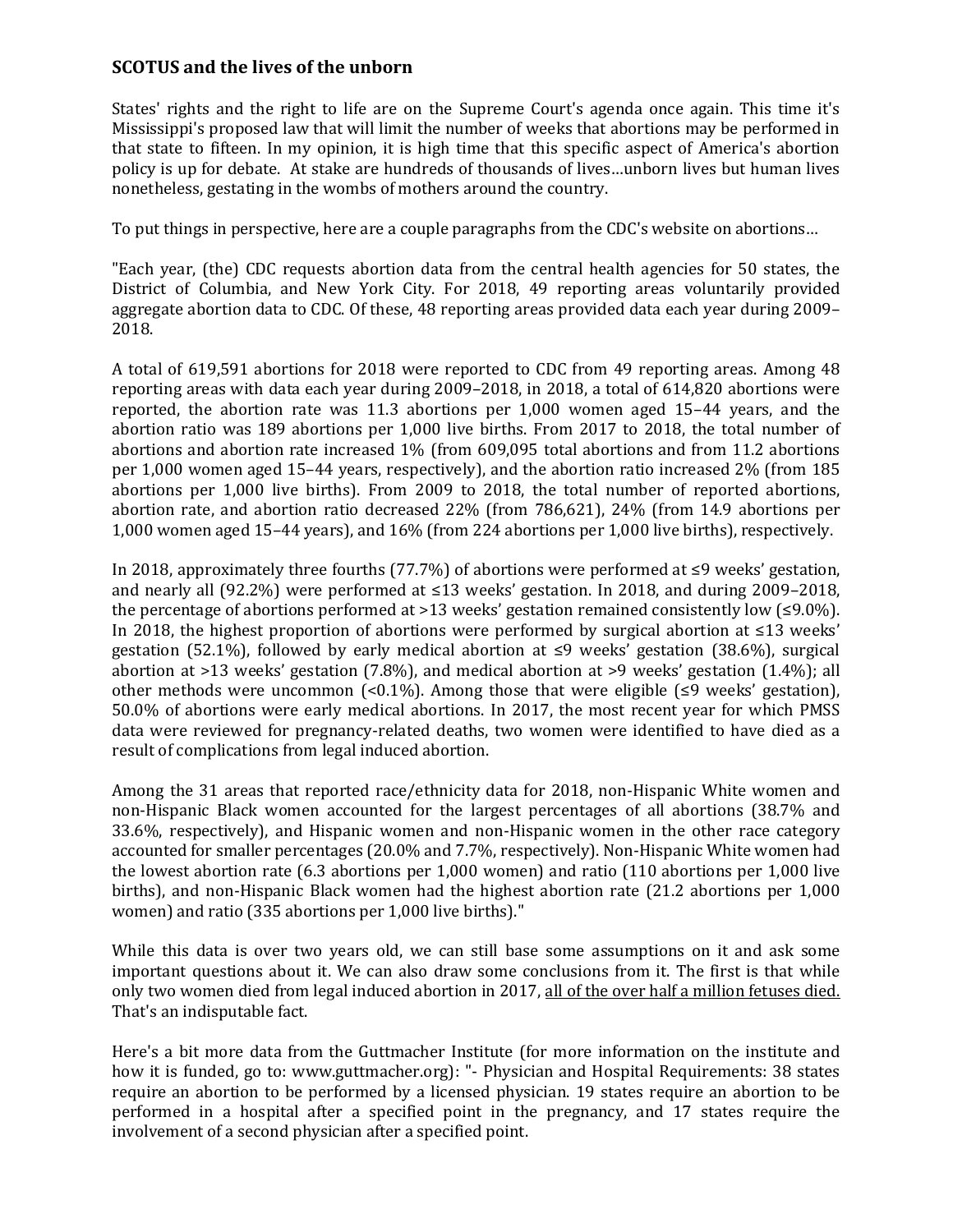## SCOTUS and the lives of the unborn

States' rights and the right to life are on the Supreme Court's agenda once again. This time it's Mississippi's proposed law that will limit the number of weeks that abortions may be performed in that state to fifteen. In my opinion, it is high time that this specific aspect of America's abortion policy is up for debate. At stake are hundreds of thousands of lives…unborn lives but human lives nonetheless, gestating in the wombs of mothers around the country.

To put things in perspective, here are a couple paragraphs from the CDC's website on abortions…

"Each year, (the) CDC requests abortion data from the central health agencies for 50 states, the District of Columbia, and New York City. For 2018, 49 reporting areas voluntarily provided aggregate abortion data to CDC. Of these, 48 reporting areas provided data each year during 2009–2018.

A total of 619,591 abortions for 2018 were reported to CDC from 49 reporting areas. Among 48 reporting areas with data each year during 2009–2018, in 2018, a total of 614,820 abortions were reported, the abortion rate was 11.3 abortions per 1,000 women aged 15–44 years, and the abortion ratio was 189 abortions per 1,000 live births. From 2017 to 2018, the total number of abortions and abortion rate increased 1% (from 609,095 total abortions and from 11.2 abortions per 1,000 women aged 15–44 years, respectively), and the abortion ratio increased 2% (from 185 abortions per 1,000 live births). From 2009 to 2018, the total number of reported abortions, abortion rate, and abortion ratio decreased 22% (from 786,621), 24% (from 14.9 abortions per 1,000 women aged 15–44 years), and 16% (from 224 abortions per 1,000 live births), respectively.

In 2018, approximately three fourths (77.7%) of abortions were performed at ≤9 weeks' gestation, and nearly all (92.2%) were performed at ≤13 weeks' gestation. In 2018, and during 2009–2018, the percentage of abortions performed at >13 weeks' gestation remained consistently low (≤9.0%). In 2018, the highest proportion of abortions were performed by surgical abortion at ≤13 weeks' gestation (52.1%), followed by early medical abortion at ≤9 weeks' gestation (38.6%), surgical abortion at >13 weeks' gestation (7.8%), and medical abortion at >9 weeks' gestation (1.4%); all other methods were uncommon (<0.1%). Among those that were eligible (≤9 weeks' gestation), 50.0% of abortions were early medical abortions. In 2017, the most recent year for which PMSS data were reviewed for pregnancy-related deaths, two women were identified to have died as a result of complications from legal induced abortion.

Among the 31 areas that reported race/ethnicity data for 2018, non-Hispanic White women and non-Hispanic Black women accounted for the largest percentages of all abortions (38.7% and 33.6%, respectively), and Hispanic women and non-Hispanic women in the other race category accounted for smaller percentages (20.0% and 7.7%, respectively). Non-Hispanic White women had the lowest abortion rate (6.3 abortions per 1,000 women) and ratio (110 abortions per 1,000 live births), and non-Hispanic Black women had the highest abortion rate (21.2 abortions per 1,000 women) and ratio (335 abortions per 1,000 live births)."

While this data is over two years old, we can still base some assumptions on it and ask some important questions about it. We can also draw some conclusions from it. The first is that while only two women died from legal induced abortion in 2017, <u>all of the over half a million fetuses died.</u> That's an indisputable fact.

Here's a bit more data from the Guttmacher Institute (for more information on the institute and how it is funded, go to: www.guttmacher.org): "- Physician and Hospital Requirements: 38 states require an abortion to be performed by a licensed physician. 19 states require an abortion to be performed in a hospital after a specified point in the pregnancy, and 17 states require the involvement of a second physician after a specified point.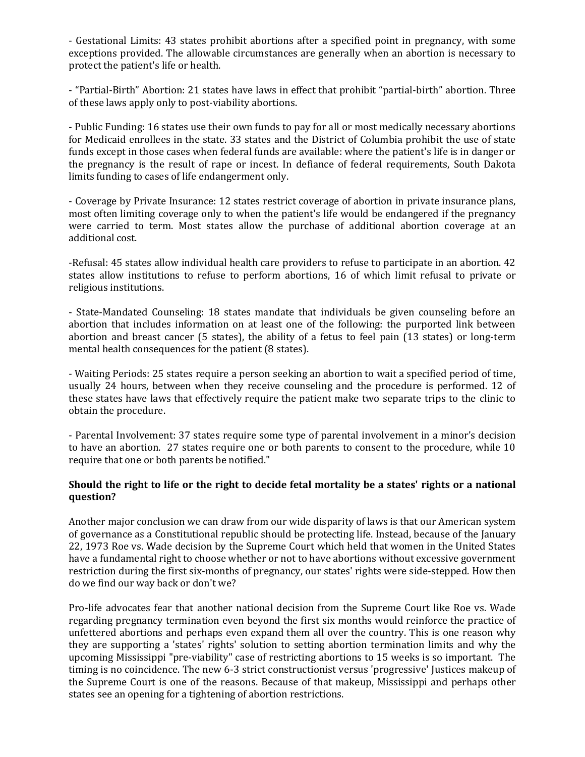- Gestational Limits: 43 states prohibit abortions after a specified point in pregnancy, with some exceptions provided. The allowable circumstances are generally when an abortion is necessary to protect the patient's life or health.

- "Partial-Birth" Abortion: 21 states have laws in effect that prohibit "partial-birth" abortion. Three of these laws apply only to post-viability abortions.

- Public Funding: 16 states use their own funds to pay for all or most medically necessary abortions for Medicaid enrollees in the state. 33 states and the District of Columbia prohibit the use of state funds except in those cases when federal funds are available: where the patient's life is in danger or the pregnancy is the result of rape or incest. In defiance of federal requirements, South Dakota limits funding to cases of life endangerment only.

- Coverage by Private Insurance: 12 states restrict coverage of abortion in private insurance plans, most often limiting coverage only to when the patient's life would be endangered if the pregnancy were carried to term. Most states allow the purchase of additional abortion coverage at an additional cost.

-Refusal: 45 states allow individual health care providers to refuse to participate in an abortion. 42 states allow institutions to refuse to perform abortions, 16 of which limit refusal to private or religious institutions.

- State-Mandated Counseling: 18 states mandate that individuals be given counseling before an abortion that includes information on at least one of the following: the purported link between abortion and breast cancer (5 states), the ability of a fetus to feel pain (13 states) or long-term mental health consequences for the patient (8 states).

- Waiting Periods: 25 states require a person seeking an abortion to wait a specified period of time, usually 24 hours, between when they receive counseling and the procedure is performed. 12 of these states have laws that effectively require the patient make two separate trips to the clinic to obtain the procedure.

- Parental Involvement: 37 states require some type of parental involvement in a minor's decision to have an abortion. 27 states require one or both parents to consent to the procedure, while 10 require that one or both parents be notified."

**Should the right to life or the right to decide fetal mortality be a states' rights or a national question?**

Another major conclusion we can draw from our wide disparity of laws is that our American system of governance as a Constitutional republic should be protecting life. Instead, because of the January 22, 1973 Roe vs. Wade decision by the Supreme Court which held that women in the United States have a fundamental right to choose whether or not to have abortions without excessive government restriction during the first six-months of pregnancy, our states' rights were side-stepped. How then do we find our way back or don't we?

Pro-life advocates fear that another national decision from the Supreme Court like Roe vs. Wade regarding pregnancy termination even beyond the first six months would reinforce the practice of unfettered abortions and perhaps even expand them all over the country. This is one reason why they are supporting a 'states' rights' solution to setting abortion termination limits and why the upcoming Mississippi "pre-viability" case of restricting abortions to 15 weeks is so important. The timing is no coincidence. The new 6-3 strict constructionist versus 'progressive' Justices makeup of the Supreme Court is one of the reasons. Because of that makeup, Mississippi and perhaps other states see an opening for a tightening of abortion restrictions.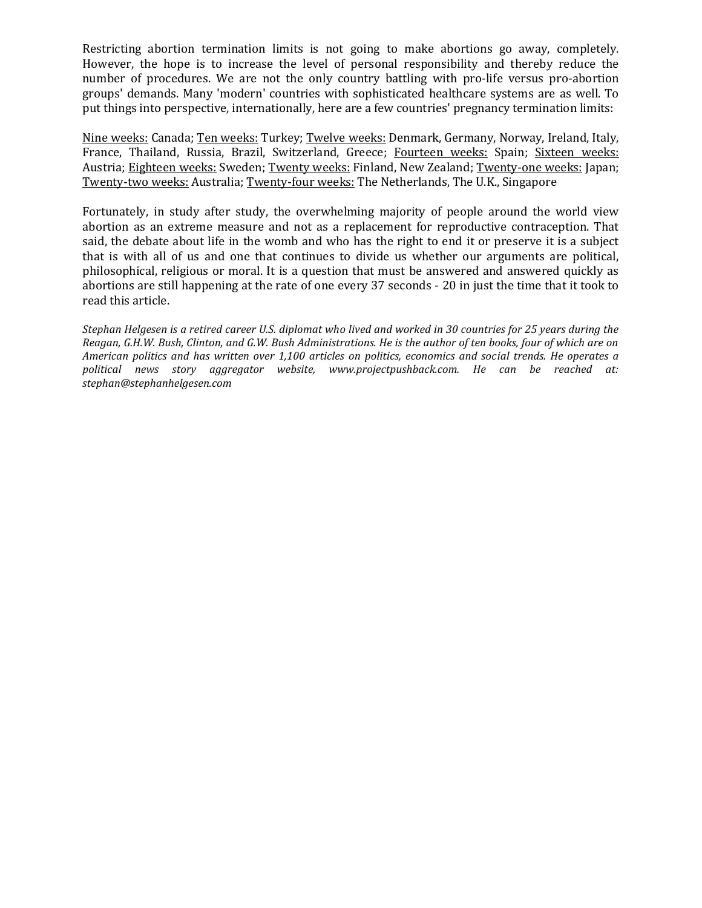Restricting abortion termination limits is not going to make abortions go away, completely. However, the hope is to increase the level of personal responsibility and thereby reduce the number of procedures. We are not the only country battling with pro-life versus pro-abortion groups' demands. Many 'modern' countries with sophisticated healthcare systems are as well. To put things into perspective, internationally, here are a few countries' pregnancy termination limits:

<u>Nine weeks:</u> Canada; <u>Ten weeks:</u> Turkey; <u>Twelve weeks:</u> Denmark, Germany, Norway, Ireland, Italy, France, Thailand, Russia, Brazil, Switzerland, Greece; <u>Fourteen weeks:</u> Spain; <u>Sixteen weeks:</u> Austria; <u>Eighteen weeks:</u> Sweden; <u>Twenty weeks:</u> Finland, New Zealand; <u>Twenty-one weeks:</u> Japan; <u>Twenty-two weeks:</u> Australia; <u>Twenty-four weeks:</u> The Netherlands, The U.K., Singapore

Fortunately, in study after study, the overwhelming majority of people around the world view abortion as an extreme measure and not as a replacement for reproductive contraception. That said, the debate about life in the womb and who has the right to end it or preserve it is a subject that is with all of us and one that continues to divide us whether our arguments are political, philosophical, religious or moral. It is a question that must be answered and answered quickly as abortions are still happening at the rate of one every 37 seconds - 20 in just the time that it took to read this article.

*Stephan Helgesen is a retired career U.S. diplomat who lived and worked in 30 countries for 25 years during the Reagan, G.H.W. Bush, Clinton, and G.W. Bush Administrations. He is the author of ten books, four of which are on American politics and has written over 1,100 articles on politics, economics and social trends. He operates a political news story aggregator website, www.projectpushback.com. He can be reached at: stephan@stephanhelgesen.com*